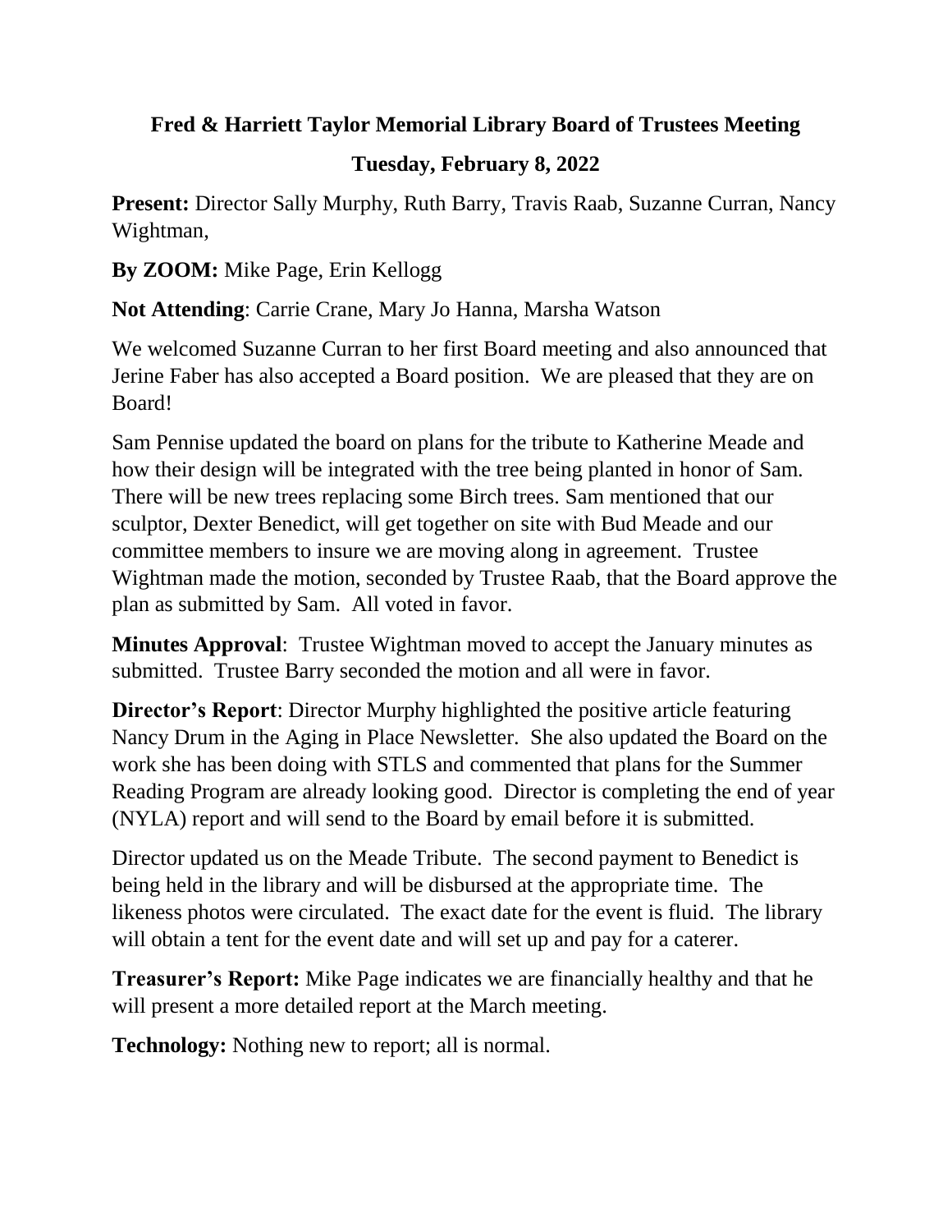**Fred & Harriett Taylor Memorial Library Board of Trustees Meeting**

**Tuesday, February 8, 2022**

**Present:** Director Sally Murphy, Ruth Barry, Travis Raab, Suzanne Curran, Nancy Wightman,

**By ZOOM:** Mike Page, Erin Kellogg

**Not Attending**: Carrie Crane, Mary Jo Hanna, Marsha Watson

We welcomed Suzanne Curran to her first Board meeting and also announced that Jerine Faber has also accepted a Board position. We are pleased that they are on Board!

Sam Pennise updated the board on plans for the tribute to Katherine Meade and how their design will be integrated with the tree being planted in honor of Sam. There will be new trees replacing some Birch trees. Sam mentioned that our sculptor, Dexter Benedict, will get together on site with Bud Meade and our committee members to insure we are moving along in agreement. Trustee Wightman made the motion, seconded by Trustee Raab, that the Board approve the plan as submitted by Sam. All voted in favor.

**Minutes Approval**: Trustee Wightman moved to accept the January minutes as submitted. Trustee Barry seconded the motion and all were in favor.

**Director's Report**: Director Murphy highlighted the positive article featuring Nancy Drum in the Aging in Place Newsletter. She also updated the Board on the work she has been doing with STLS and commented that plans for the Summer Reading Program are already looking good. Director is completing the end of year (NYLA) report and will send to the Board by email before it is submitted.

Director updated us on the Meade Tribute. The second payment to Benedict is being held in the library and will be disbursed at the appropriate time. The likeness photos were circulated. The exact date for the event is fluid. The library will obtain a tent for the event date and will set up and pay for a caterer.

**Treasurer's Report:** Mike Page indicates we are financially healthy and that he will present a more detailed report at the March meeting.

**Technology:** Nothing new to report; all is normal.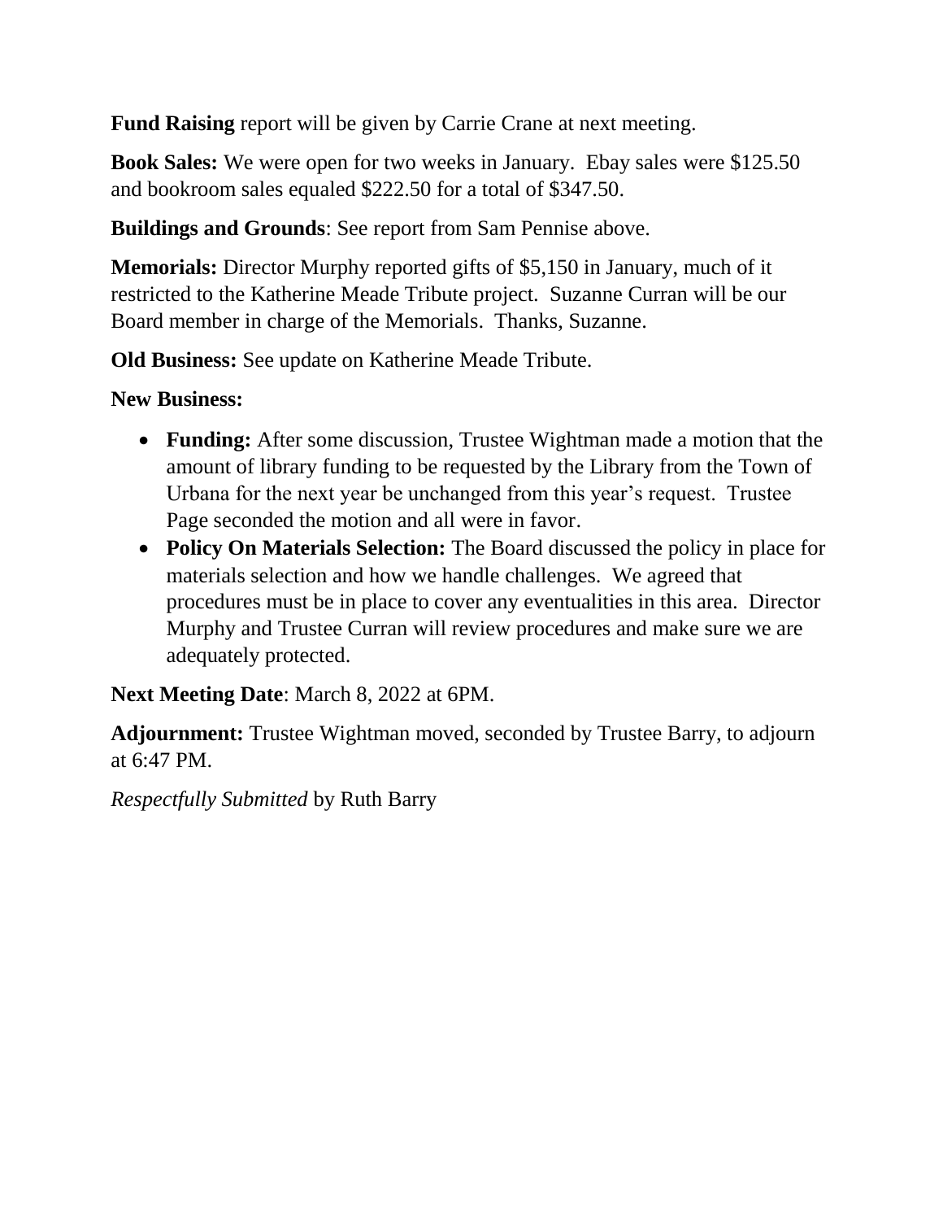**Fund Raising** report will be given by Carrie Crane at next meeting.

**Book Sales:** We were open for two weeks in January. Ebay sales were $125.50 and bookroom sales equaled $222.50 for a total of $347.50.

**Buildings and Grounds**: See report from Sam Pennise above.

**Memorials:** Director Murphy reported gifts of $5,150 in January, much of it restricted to the Katherine Meade Tribute project. Suzanne Curran will be our Board member in charge of the Memorials. Thanks, Suzanne.

**Old Business:** See update on Katherine Meade Tribute.

**New Business:**

- **Funding:** After some discussion, Trustee Wightman made a motion that the amount of library funding to be requested by the Library from the Town of Urbana for the next year be unchanged from this year's request. Trustee Page seconded the motion and all were in favor.
- **Policy On Materials Selection:** The Board discussed the policy in place for materials selection and how we handle challenges. We agreed that procedures must be in place to cover any eventualities in this area. Director Murphy and Trustee Curran will review procedures and make sure we are adequately protected.

**Next Meeting Date**: March 8, 2022 at 6PM.

**Adjournment:** Trustee Wightman moved, seconded by Trustee Barry, to adjourn at 6:47 PM.

*Respectfully Submitted* by Ruth Barry